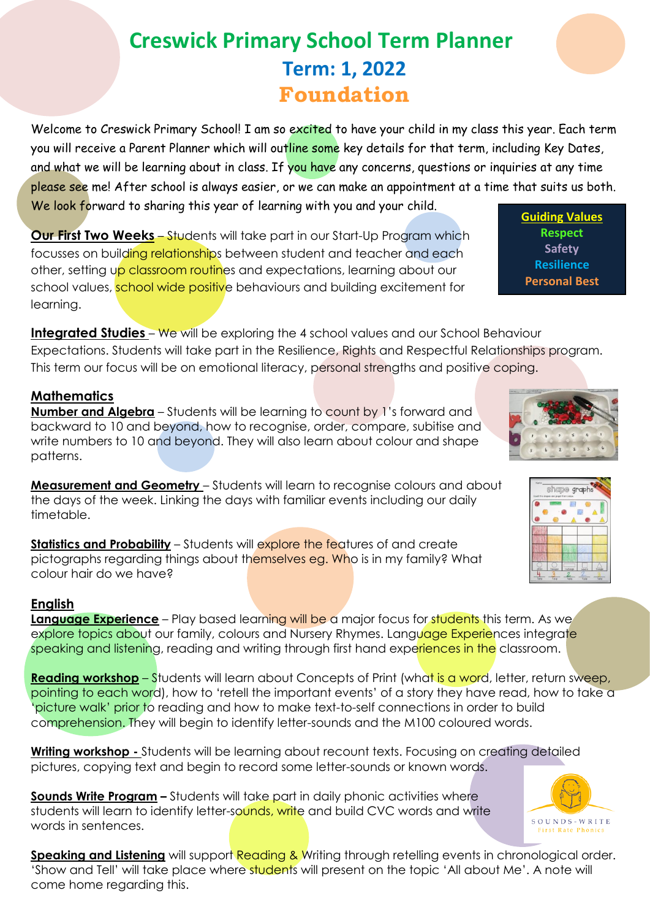# Creswick Primary School Term Planner

## Term: 1, 2022

## Foundation

Welcome to Creswick Primary School! I am so excited to have your child in my class this year. Each term you will receive a Parent Planner which will outline some key details for that term, including Key Dates, and what we will be learning about in class. If you have any concerns, questions or inquiries at any time please see me! After school is always easier, or we can make an appointment at a time that suits us both. We look forward to sharing this year of learning with you and your child.

**Guiding Values**
- Respect
- Safety
- Resilience
- Personal Best

**Our First Two Weeks** – Students will take part in our Start-Up Program which focusses on building relationships between student and teacher and each other, setting up classroom routines and expectations, learning about our school values, school wide positive behaviours and building excitement for learning.

**Integrated Studies** – We will be exploring the 4 school values and our School Behaviour Expectations. Students will take part in the Resilience, Rights and Respectful Relationships program. This term our focus will be on emotional literacy, personal strengths and positive coping.

### Mathematics

**Number and Algebra** – Students will be learning to count by 1's forward and backward to 10 and beyond, how to recognise, order, compare, subitise and write numbers to 10 and beyond. They will also learn about colour and shape patterns.

**Measurement and Geometry** – Students will learn to recognise colours and about the days of the week. Linking the days with familiar events including our daily timetable.

**Statistics and Probability** – Students will explore the features of and create pictographs regarding things about themselves eg. Who is in my family? What colour hair do we have?

### English

**Language Experience** – Play based learning will be a major focus for students this term. As we explore topics about our family, colours and Nursery Rhymes. Language Experiences integrate speaking and listening, reading and writing through first hand experiences in the classroom.

**Reading workshop** – Students will learn about Concepts of Print (what is a word, letter, return sweep, pointing to each word), how to 'retell the important events' of a story they have read, how to take a 'picture walk' prior to reading and how to make text-to-self connections in order to build comprehension. They will begin to identify letter-sounds and the M100 coloured words.

**Writing workshop -** Students will be learning about recount texts. Focusing on creating detailed pictures, copying text and begin to record some letter-sounds or known words.

**Sounds Write Program –** Students will take part in daily phonic activities where students will learn to identify letter-sounds, write and build CVC words and write words in sentences.

**Speaking and Listening** will support Reading & Writing through retelling events in chronological order. 'Show and Tell' will take place where students will present on the topic 'All about Me'. A note will come home regarding this.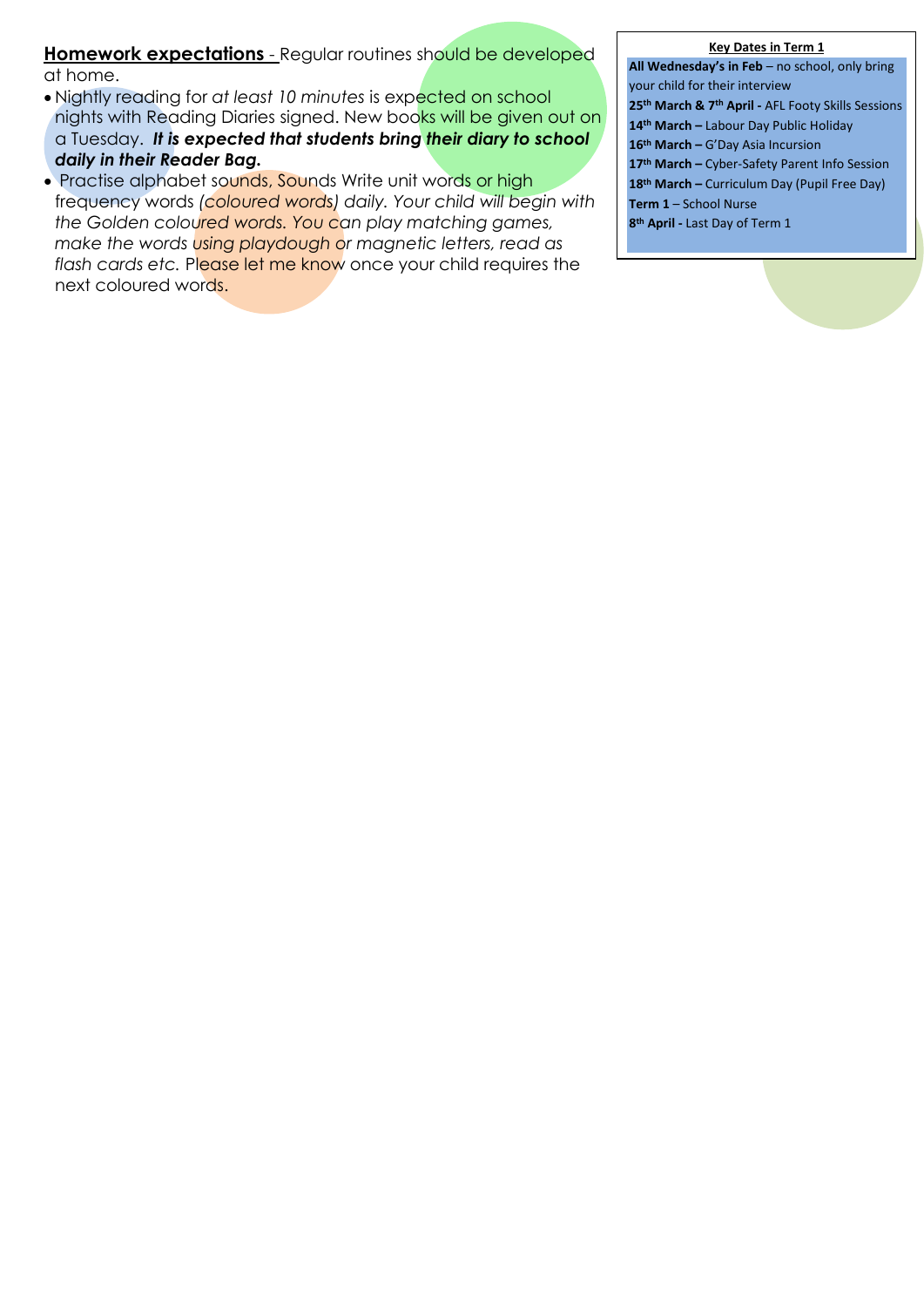**Homework expectations** - Regular routines should be developed at home.

- Nightly reading for *at least 10 minutes* is expected on school nights with Reading Diaries signed. New books will be given out on a Tuesday. ***It is expected that students bring their diary to school daily in their Reader Bag.***
- Practise alphabet sounds, Sounds Write unit words or high frequency words *(coloured words) daily. Your child will begin with the Golden coloured words. You can play matching games, make the words using playdough or magnetic letters, read as flash cards etc.* Please let me know once your child requires the next coloured words.

**Key Dates in Term 1**

**All Wednesday's in Feb** – no school, only bring your child for their interview

**25th March & 7th April -** AFL Footy Skills Sessions

**14th March –** Labour Day Public Holiday

**16th March –** G'Day Asia Incursion

**17th March –** Cyber-Safety Parent Info Session

**18th March –** Curriculum Day (Pupil Free Day)

**Term 1** – School Nurse

**8th April -** Last Day of Term 1